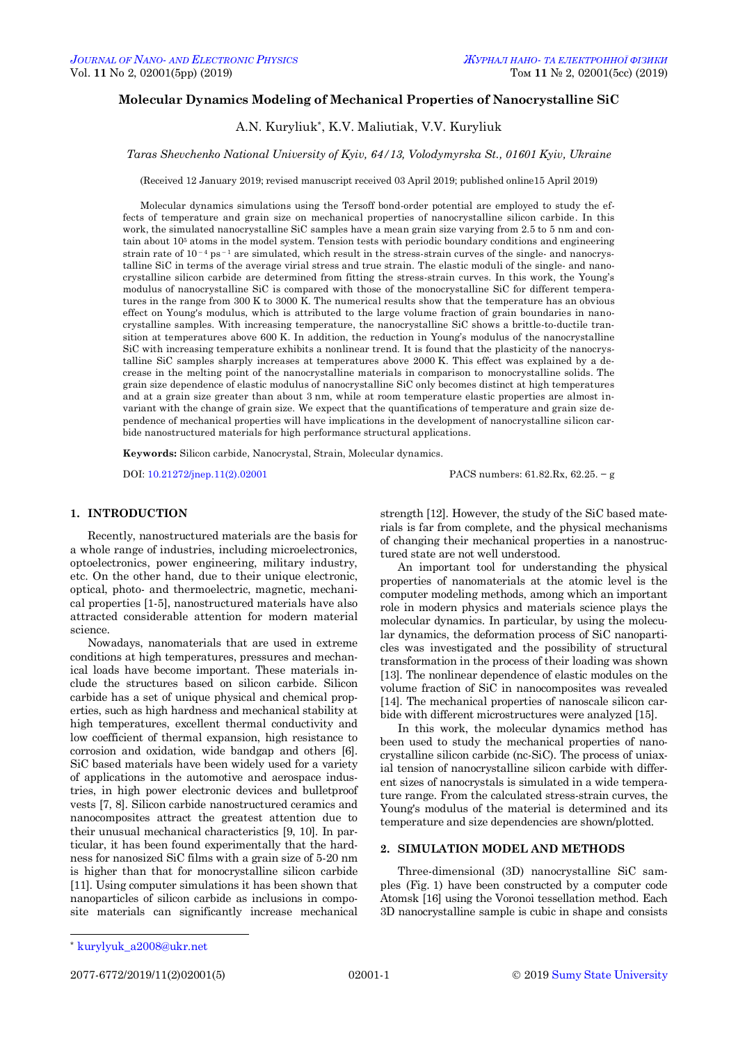# Molecular Dynamics Modeling of Mechanical Properties of Nanocrystalline SiC

A.N. Kuryliuk*, K.V. Maliutiak, V.V. Kuryliuk

*Taras Shevchenko National University of Kyiv, 64/13, Volodymyrska St., 01601 Kyiv, Ukraine*

(Received 12 January 2019; revised manuscript received 03 April 2019; published online15 April 2019)

Molecular dynamics simulations using the Tersoff bond-order potential are employed to study the effects of temperature and grain size on mechanical properties of nanocrystalline silicon carbide. In this work, the simulated nanocrystalline SiC samples have a mean grain size varying from 2.5 to 5 nm and contain about $10^5$ atoms in the model system. Tension tests with periodic boundary conditions and engineering strain rate of $10^{-4}$ ps$^{-1}$ are simulated, which result in the stress-strain curves of the single- and nanocrystalline SiC in terms of the average virial stress and true strain. The elastic moduli of the single- and nanocrystalline silicon carbide are determined from fitting the stress-strain curves. In this work, the Young's modulus of nanocrystalline SiC is compared with those of the monocrystalline SiC for different temperatures in the range from 300 K to 3000 K. The numerical results show that the temperature has an obvious effect on Young's modulus, which is attributed to the large volume fraction of grain boundaries in nanocrystalline samples. With increasing temperature, the nanocrystalline SiC shows a brittle-to-ductile transition at temperatures above 600 K. In addition, the reduction in Young's modulus of the nanocrystalline SiC with increasing temperature exhibits a nonlinear trend. It is found that the plasticity of the nanocrystalline SiC samples sharply increases at temperatures above 2000 K. This effect was explained by a decrease in the melting point of the nanocrystalline materials in comparison to monocrystalline solids. The grain size dependence of elastic modulus of nanocrystalline SiC only becomes distinct at high temperatures and at a grain size greater than about 3 nm, while at room temperature elastic properties are almost invariant with the change of grain size. We expect that the quantifications of temperature and grain size dependence of mechanical properties will have implications in the development of nanocrystalline silicon carbide nanostructured materials for high performance structural applications.

**Keywords:** Silicon carbide, Nanocrystal, Strain, Molecular dynamics.

DOI: 10.21272/jnep.11(2).02001

PACS numbers: 61.82.Rx, 62.25. – g

## 1. INTRODUCTION

Recently, nanostructured materials are the basis for a whole range of industries, including microelectronics, optoelectronics, power engineering, military industry, etc. On the other hand, due to their unique electronic, optical, photo- and thermoelectric, magnetic, mechanical properties [1-5], nanostructured materials have also attracted considerable attention for modern material science.

Nowadays, nanomaterials that are used in extreme conditions at high temperatures, pressures and mechanical loads have become important. These materials include the structures based on silicon carbide. Silicon carbide has a set of unique physical and chemical properties, such as high hardness and mechanical stability at high temperatures, excellent thermal conductivity and low coefficient of thermal expansion, high resistance to corrosion and oxidation, wide bandgap and others [6]. SiC based materials have been widely used for a variety of applications in the automotive and aerospace industries, in high power electronic devices and bulletproof vests [7, 8]. Silicon carbide nanostructured ceramics and nanocomposites attract the greatest attention due to their unusual mechanical characteristics [9, 10]. In particular, it has been found experimentally that the hardness for nanosized SiC films with a grain size of 5-20 nm is higher than that for monocrystalline silicon carbide [11]. Using computer simulations it has been shown that nanoparticles of silicon carbide as inclusions in composite materials can significantly increase mechanical strength [12]. However, the study of the SiC based materials is far from complete, and the physical mechanisms of changing their mechanical properties in a nanostructured state are not well understood.

An important tool for understanding the physical properties of nanomaterials at the atomic level is the computer modeling methods, among which an important role in modern physics and materials science plays the molecular dynamics. In particular, by using the molecular dynamics, the deformation process of SiC nanoparticles was investigated and the possibility of structural transformation in the process of their loading was shown [13]. The nonlinear dependence of elastic modules on the volume fraction of SiC in nanocomposites was revealed [14]. The mechanical properties of nanoscale silicon carbide with different microstructures were analyzed [15].

In this work, the molecular dynamics method has been used to study the mechanical properties of nanocrystalline silicon carbide (nc-SiC). The process of uniaxial tension of nanocrystalline silicon carbide with different sizes of nanocrystals is simulated in a wide temperature range. From the calculated stress-strain curves, the Young's modulus of the material is determined and its temperature and size dependencies are shown/plotted.

## 2. SIMULATION MODEL AND METHODS

Three-dimensional (3D) nanocrystalline SiC samples (Fig. 1) have been constructed by a computer code Atomsk [16] using the Voronoi tessellation method. Each 3D nanocrystalline sample is cubic in shape and consists

---

* kurylyuk_a2008@ukr.net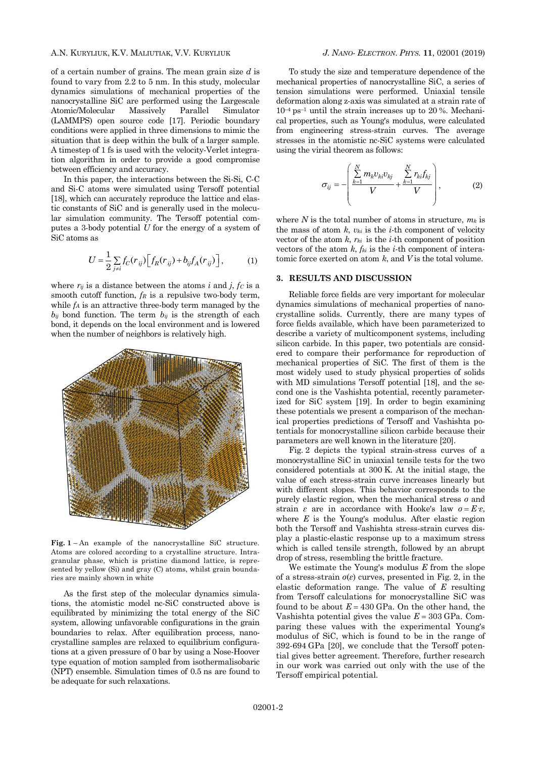of a certain number of grains. The mean grain size $d$ is found to vary from 2.2 to 5 nm. In this study, molecular dynamics simulations of mechanical properties of the nanocrystalline SiC are performed using the Largescale Atomic/Molecular Massively Parallel Simulator (LAMMPS) open source code [17]. Periodic boundary conditions were applied in three dimensions to mimic the situation that is deep within the bulk of a larger sample. A timestep of 1 fs is used with the velocity-Verlet integration algorithm in order to provide a good compromise between efficiency and accuracy.

In this paper, the interactions between the Si-Si, C-C and Si-C atoms were simulated using Tersoff potential [18], which can accurately reproduce the lattice and elastic constants of SiC and is generally used in the molecular simulation community. The Tersoff potential computes a 3-body potential $U$ for the energy of a system of SiC atoms as

$$U = \frac{1}{2}\sum_{j \neq i} f_C(r_{ij})\left[f_R(r_{ij}) + b_{ij} f_A(r_{ij})\right], \tag{1}$$

where $r_{ij}$ is a distance between the atoms $i$ and $j$, $f_C$ is a smooth cutoff function, $f_R$ is a repulsive two-body term, while $f_A$ is an attractive three-body term managed by the $b_{ij}$ bond function. The term $b_{ij}$ the strength of each bond, it depends on the local environment and is lowered when the number of neighbors is relatively high.

**Fig. 1** – An example of the nanocrystalline SiC structure. Atoms are colored according to a crystalline structure. Intragranular phase, which is pristine diamond lattice, is represented by yellow (Si) and gray (C) atoms, whilst grain boundaries are mainly shown in white

As the first step of the molecular dynamics simulations, the atomistic model nc-SiC constructed above is equilibrated by minimizing the total energy of the SiC system, allowing unfavorable configurations in the grain boundaries to relax. After equilibration process, nanocrystalline samples are relaxed to equilibrium configurations at a given pressure of 0 bar by using a Nose-Hoover type equation of motion sampled from isothermalisobaric (NPT) ensemble. Simulation times of 0.5 ns are found to be adequate for such relaxations.

To study the size and temperature dependence of the mechanical properties of nanocrystalline SiC, a series of tension simulations were performed. Uniaxial tensile deformation along $z$-axis was simulated at a strain rate of $10^{-4}$ ps$^{-1}$ until the strain increases up to 20 %. Mechanical properties, such as Young's modulus, were calculated from engineering stress-strain curves. The average stresses in the atomistic nc-SiC systems were calculated using the virial theorem as follows:

$$\sigma_{ij} = -\left(\frac{\sum_{k=1}^{N} m_k v_{ki} v_{kj}}{V} + \frac{\sum_{k=1}^{N} r_{ki} f_{kj}}{V}\right), \tag{2}$$

where $N$ is the total number of atoms in structure, $m_k$ is the mass of atom $k$, $v_{ki}$ is the $i$-th component of velocity vector of the atom $k$, $r_{ki}$ is the $i$-th component of position vectors of the atom $k$, $f_{ki}$ is the $i$-th component of interatomic force exerted on atom $k$, and $V$ is the total volume.

## 3. RESULTS AND DISCUSSION

Reliable force fields are very important for molecular dynamics simulations of mechanical properties of nanocrystalline solids. Currently, there are many types of force fields available, which have been parameterized to describe a variety of multicomponent systems, including silicon carbide. In this paper, two potentials are considered to compare their performance for reproduction of mechanical properties of SiC. The first of them is the most widely used to study physical properties of solids with MD simulations Tersoff potential [18], and the second one is the Vashishta potential, recently parameterized for SiC system [19]. In order to begin examining these potentials we present a comparison of the mechanical properties predictions of Tersoff and Vashishta potentials for monocrystalline silicon carbide because their parameters are well known in the literature [20].

Fig. 2 depicts the typical strain-stress curves of a monocrystalline SiC in uniaxial tensile tests for the two considered potentials at 300 K. At the initial stage, the value of each stress-strain curve increases linearly but with different slopes. This behavior corresponds to the purely elastic region, when the mechanical stress $\sigma$ and strain $\varepsilon$ are in accordance with Hooke's law $\sigma = E{\cdot}\varepsilon$, where $E$ is the Young's modulus. After elastic region both the Tersoff and Vashishta stress-strain curves display a plastic-elastic response up to a maximum stress which is called tensile strength, followed by an abrupt drop of stress, resembling the brittle fracture.

We estimate the Young's modulus $E$ from the slope of a stress-strain $\sigma(\varepsilon)$ curves, presented in Fig. 2, in the elastic deformation range. The value of $E$ resulting from Tersoff calculations for monocrystalline SiC was found to be about $E = 430$ GPa. On the other hand, the Vashishta potential gives the value $E = 303$ GPa. Comparing these values with the experimental Young's modulus of SiC, which is found to be in the range of 392-694 GPa [20], we conclude that the Tersoff potential gives better agreement. Therefore, further research in our work was carried out only with the use of the Tersoff empirical potential.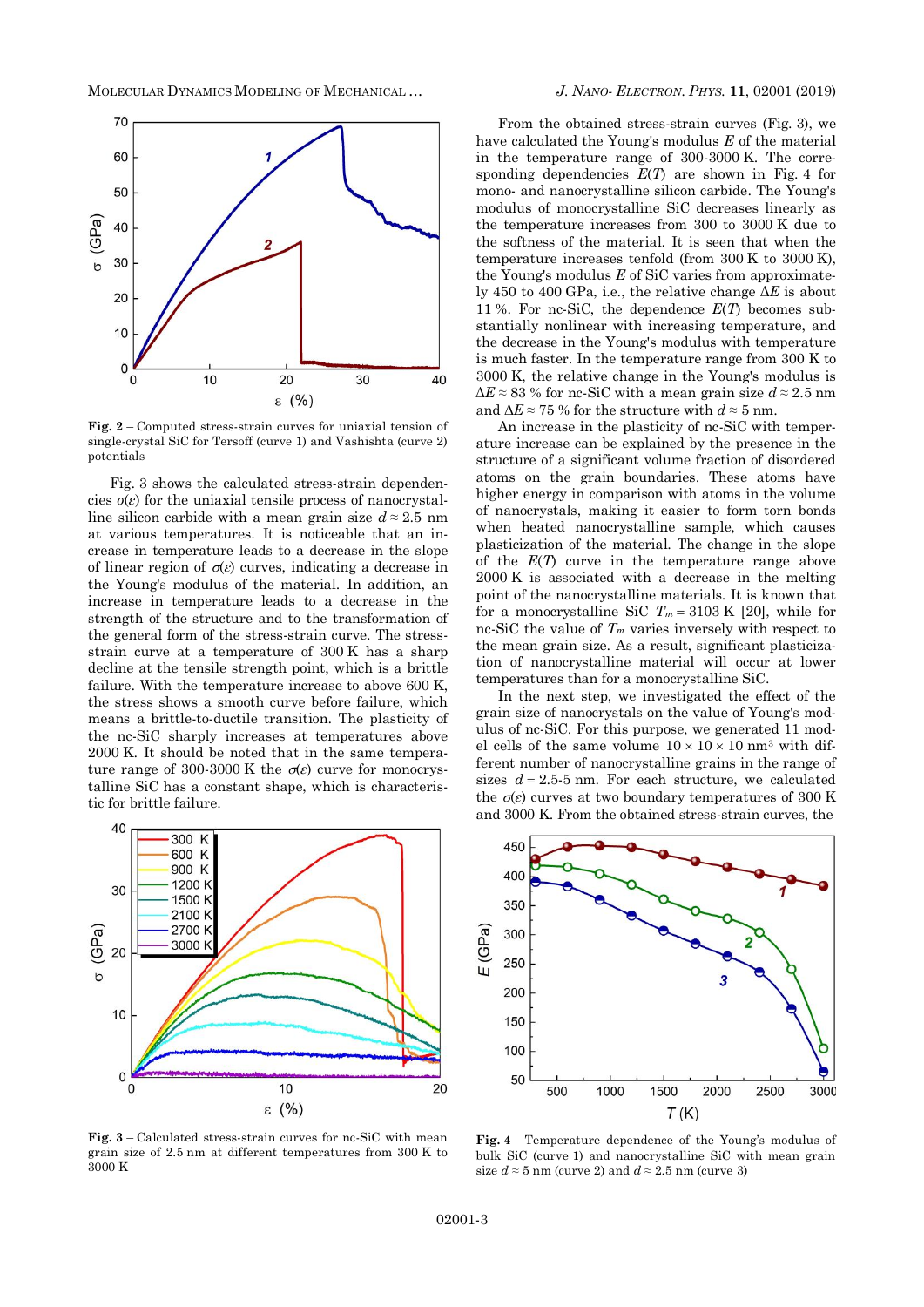**Fig. 2** – Computed stress-strain curves for uniaxial tension of single-crystal SiC for Tersoff (curve 1) and Vashishta (curve 2) potentials

Fig. 3 shows the calculated stress-strain dependencies $\sigma(\varepsilon)$ for the uniaxial tensile process of nanocrystalline silicon carbide with a mean grain size $d \approx 2.5$ nm at various temperatures. It is noticeable that an increase in temperature leads to a decrease in the slope of linear region of $\sigma(\varepsilon)$ curves, indicating a decrease in the Young's modulus of the material. In addition, an increase in temperature leads to a decrease in the strength of the structure and to the transformation of the general form of the stress-strain curve. The stress-strain curve at a temperature of 300 K has a sharp decline at the tensile strength point, which is a brittle failure. With the temperature increase to above 600 K, the stress shows a smooth curve before failure, which means a brittle-to-ductile transition. The plasticity of the nc-SiC sharply increases at temperatures above 2000 K. It should be noted that in the same temperature range of 300-3000 K the $\sigma(\varepsilon)$ curve for monocrystalline SiC has a constant shape, which is characteristic for brittle failure.

**Fig. 3** – Calculated stress-strain curves for nc-SiC with mean grain size of 2.5 nm at different temperatures from 300 K to 3000 K

From the obtained stress-strain curves (Fig. 3), we have calculated the Young's modulus $E$ of the material in the temperature range of 300-3000 K. The corresponding dependencies $E(T)$ are shown in Fig. 4 for mono- and nanocrystalline silicon carbide. The Young's modulus of monocrystalline SiC decreases linearly as the temperature increases from 300 to 3000 K due to the softness of the material. It is seen that when the temperature increases tenfold (from 300 K to 3000 K), the Young's modulus $E$ of SiC varies from approximately 450 to 400 GPa, i.e., the relative change $\Delta E$ is about 11 %. For nc-SiC, the dependence $E(T)$ becomes substantially nonlinear with increasing temperature, and the decrease in the Young's modulus with temperature is much faster. In the temperature range from 300 K to 3000 K, the relative change in the Young's modulus is $\Delta E \approx 83$ % for nc-SiC with a mean grain size $d \approx 2.5$ nm and $\Delta E \approx 75$ % for the structure with $d \approx 5$ nm.

An increase in the plasticity of nc-SiC with temperature increase can be explained by the presence in the structure of a significant volume fraction of disordered atoms on the grain boundaries. These atoms have higher energy in comparison with atoms in the volume of nanocrystals, making it easier to form torn bonds when heated nanocrystalline sample, which causes plasticization of the material. The change in the slope of the $E(T)$ curve in the temperature range above 2000 K is associated with a decrease in the melting point of the nanocrystalline materials. It is known that for a monocrystalline SiC $T_m = 3103$ K [20], while for nc-SiC the value of $T_m$ varies inversely with respect to the mean grain size. As a result, significant plasticization of nanocrystalline material will occur at lower temperatures than for a monocrystalline SiC.

In the next step, we investigated the effect of the grain size of nanocrystals on the value of Young's modulus of nc-SiC. For this purpose, we generated 11 model cells of the same volume $10 \times 10 \times 10$ nm³ with different number of nanocrystalline grains in the range of sizes $d = 2.5$-5 nm. For each structure, we calculated the $\sigma(\varepsilon)$ curves at two boundary temperatures of 300 K and 3000 K. From the obtained stress-strain curves, the

**Fig. 4** – Temperature dependence of the Young's modulus of bulk SiC (curve 1) and nanocrystalline SiC with mean grain size $d \approx 5$ nm (curve 2) and $d \approx 2.5$ nm (curve 3)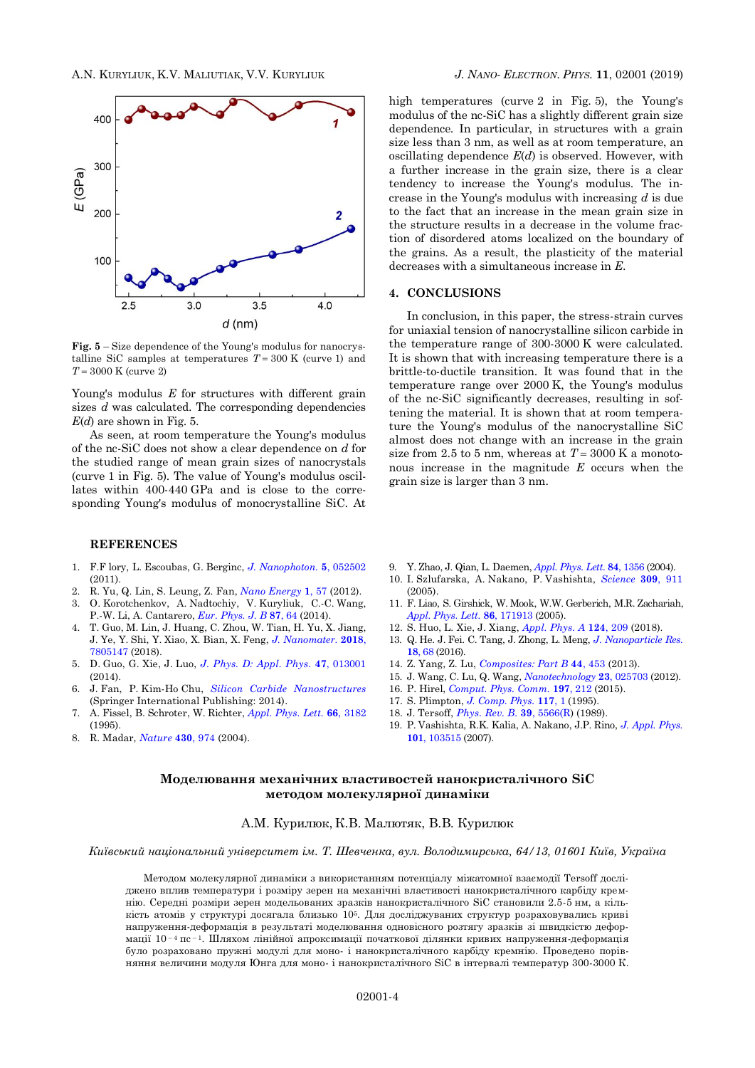Fig. 5 – Size dependence of the Young's modulus for nanocrystalline SiC samples at temperatures $T = 300$ K (curve 1) and $T = 3000$ K (curve 2)

Young's modulus $E$ for structures with different grain sizes $d$ was calculated. The corresponding dependencies $E(d)$ are shown in Fig. 5.

As seen, at room temperature the Young's modulus of the nc-SiC does not show a clear dependence on $d$ for the studied range of mean grain sizes of nanocrystals (curve 1 in Fig. 5). The value of Young's modulus oscillates within 400-440 GPa and is close to the corresponding Young's modulus of monocrystalline SiC. At high temperatures (curve 2 in Fig. 5), the Young's modulus of the nc-SiC has a slightly different grain size dependence. In particular, in structures with a grain size less than 3 nm, as well as at room temperature, an oscillating dependence $E(d)$ is observed. However, with a further increase in the grain size, there is a clear tendency to increase the Young's modulus. The increase in the Young's modulus with increasing $d$ is due to the fact that an increase in the mean grain size in the structure results in a decrease in the volume fraction of disordered atoms localized on the boundary of the grains. As a result, the plasticity of the material decreases with a simultaneous increase in $E$.

## 4. CONCLUSIONS

In conclusion, in this paper, the stress-strain curves for uniaxial tension of nanocrystalline silicon carbide in the temperature range of 300-3000 K were calculated. It is shown that with increasing temperature there is a brittle-to-ductile transition. It was found that in the temperature range over 2000 K, the Young's modulus of the nc-SiC significantly decreases, resulting in softening the material. It is shown that at room temperature the Young's modulus of the nanocrystalline SiC almost does not change with an increase in the grain size from 2.5 to 5 nm, whereas at $T = 3000$ K a monotonous increase in the magnitude $E$ occurs when the grain size is larger than 3 nm.

## REFERENCES

1. F.F lory, L. Escoubas, G. Bergine, *J. Nanophoton.* **5**, 052502 (2011).
2. R. Yu, Q. Lin, S. Leung, Z. Fan, *Nano Energy* **1**, 57 (2012).
3. O. Korotchenkov, A. Nadtochiy, V. Kuryliuk, C.-C. Wang, P.-W. Li, A. Cantarero, *Eur. Phys. J. B* **87**, 64 (2014).
4. T. Guo, M. Lin, J. Huang, C. Zhou, W. Tian, H. Yu, X. Jiang, J. Ye, Y. Shi, Y. Xiao, X. Bian, X. Feng, *J. Nanomater.* **2018**, 7805147 (2018).
5. D. Guo, G. Xie, J. Luo, *J. Phys. D: Appl. Phys.* **47**, 013001 (2014).
6. J. Fan, P. Kim-Ho Chu, *Silicon Carbide Nanostructures* (Springer International Publishing: 2014).
7. A. Fissel, B. Schroter, W. Richter, *Appl. Phys. Lett.* **66**, 3182 (1995).
8. R. Madar, *Nature* **430**, 974 (2004).
9. Y. Zhao, J. Qian, L. Daemen, *Appl. Phys. Lett.* **84**, 1356 (2004).
10. I. Szlufarska, A. Nakano, P. Vashishta, *Science* **309**, 911 (2005).
11. F. Liao, S. Girshick, W. Mook, W.W. Gerberich, M.R. Zachariah, *Appl. Phys. Lett.* **86**, 171913 (2005).
12. S. Huo, L. Xie, J. Xiang, *Appl. Phys. A* **124**, 209 (2018).
13. Q. He. J. Fei. C. Tang, J. Zhong, L. Meng, *J. Nanoparticle Res.* **18**, 68 (2016).
14. Z. Yang, Z. Lu, *Composites: Part B* **44**, 453 (2013).
15. J. Wang, C. Lu, Q. Wang, *Nanotechnology* **23**, 025703 (2012).
16. P. Hirel, *Comput. Phys. Comm.* **197**, 212 (2015).
17. S. Plimpton, *J. Comp. Phys.* **117**, 1 (1995).
18. J. Tersoff, *Phys. Rev. B.* **39**, 5566(R) (1989).
19. P. Vashishta, R.K. Kalia, A. Nakano, J.P. Rino, *J. Appl. Phys.* **101**, 103515 (2007).

## Моделювання механічних властивостей нанокристалічного SiC методом молекулярної динаміки

А.М. Курилюк, К.В. Малютяк, В.В. Курилюк

*Київський національний університет ім. Т. Шевченка, вул. Володимирська, 64/13, 01601 Київ, Україна*

Методом молекулярної динаміки з використанням потенціалу міжатомної взаємодії Tersoff досліджено вплив температури і розміру зерен на механічні властивості нанокристалічного карбіду кремнію. Середні розміри зерен модельованих зразків нанокристалічного SiC становили 2.5-5 нм, а кількість атомів у структурі досягала близько $10^5$. Для досліджуваних структур розраховувались криві напруження-деформація в результаті моделювання одновісного розтягу зразків зі швидкістю деформації $10^{-4}$ пс$^{-1}$. Шляхом лінійної апроксимації початкової ділянки кривих напруження-деформація було розраховано пружні модулі для моно- і нанокристалічного карбіду кремнію. Проведено порівняння величини модуля Юнга для моно- і нанокристалічного SiC в інтервалі температур 300-3000 К.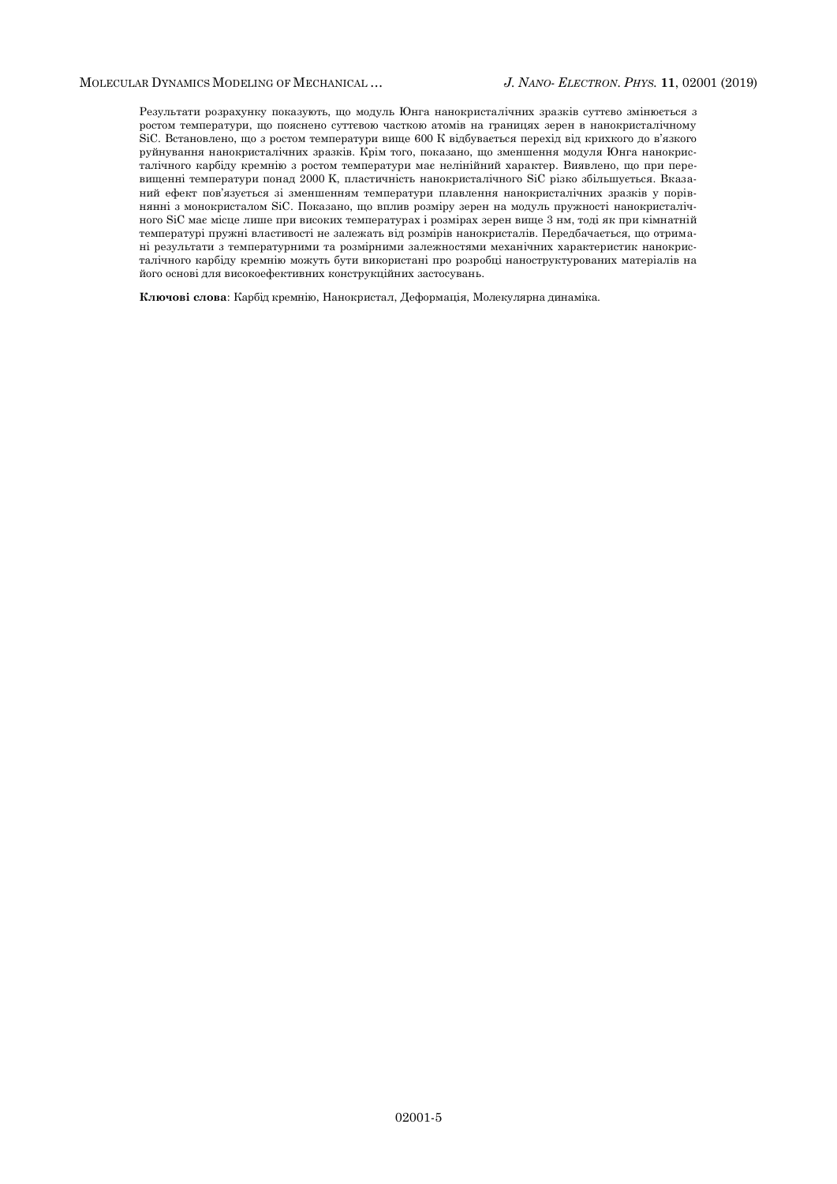Результати розрахунку показують, що модуль Юнга нанокристалічних зразків суттєво змінюється з ростом температури, що пояснено суттєвою часткою атомів на границях зерен в нанокристалічному SiC. Встановлено, що з ростом температури вище 600 K відбувається перехід від крихкого до в'язкого руйнування нанокристалічних зразків. Крім того, показано, що зменшення модуля Юнга нанокристалічного карбіду кремнію з ростом температури має нелінійний характер. Виявлено, що при перевищенні температури понад 2000 K, пластичність нанокристалічного SiC різко збільшується. Вказаний ефект пов'язується зі зменшенням температури плавлення нанокристалічних зразків у порівнянні з монокристалом SiC. Показано, що вплив розміру зерен на модуль пружності нанокристалічного SiC має місце лише при високих температурах і розмірах зерен вище 3 нм, тоді як при кімнатній температурі пружні властивості не залежать від розмірів нанокристалів. Передбачається, що отримані результати з температурними та розмірними залежностями механічних характеристик нанокристалічного карбіду кремнію можуть бути використані про розробці наноструктурованих матеріалів на його основі для високоефективних конструкційних застосувань.

**Ключові слова**: Карбід кремнію, Нанокристал, Деформація, Молекулярна динаміка.